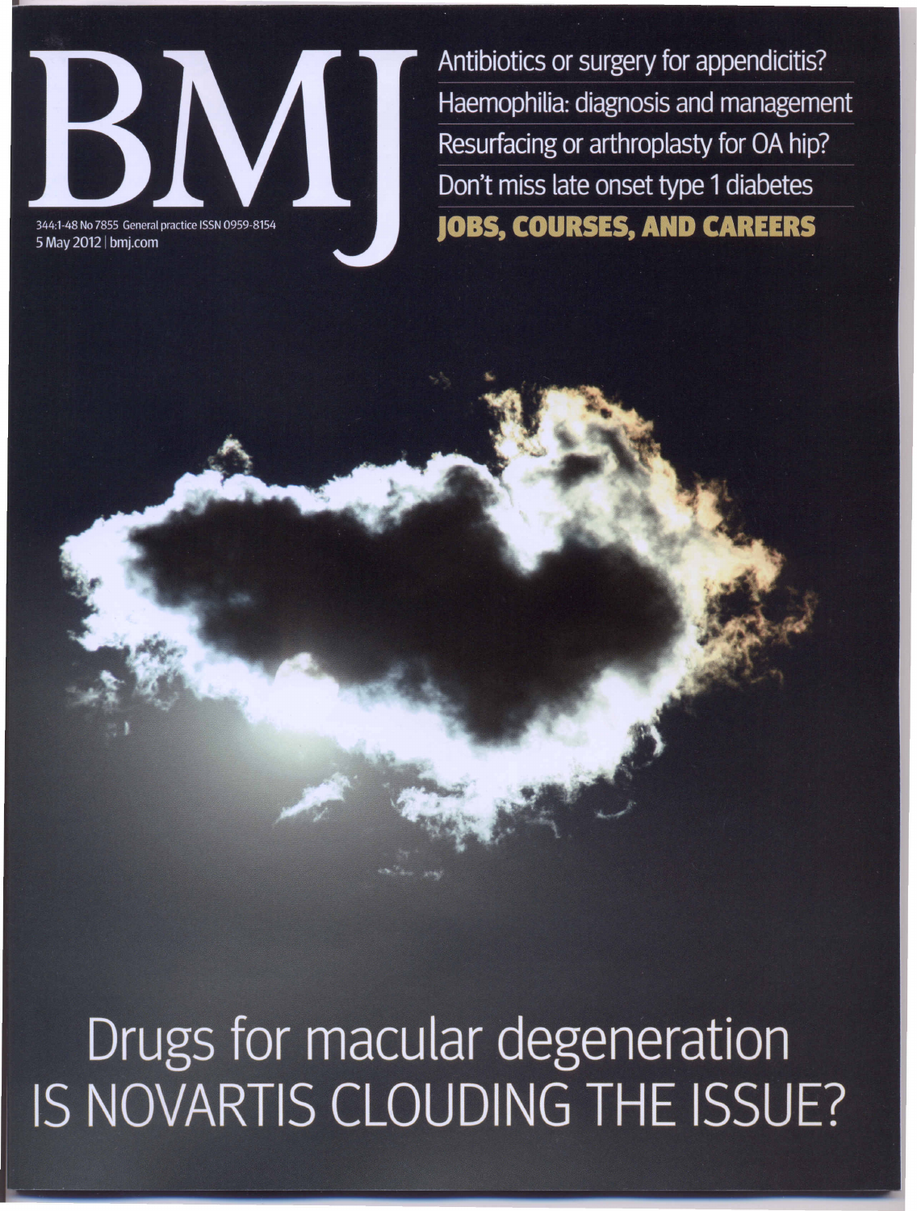# BMJ

344:1-48 No 7855 General practice ISSN 0959-8154
5 May 2012 | bmj.com

Antibiotics or surgery for appendicitis?

Haemophilia: diagnosis and management

Resurfacing or arthroplasty for OA hip?

Don't miss late onset type 1 diabetes

**JOBS, COURSES, AND CAREERS**

## Drugs for macular degeneration
## IS NOVARTIS CLOUDING THE ISSUE?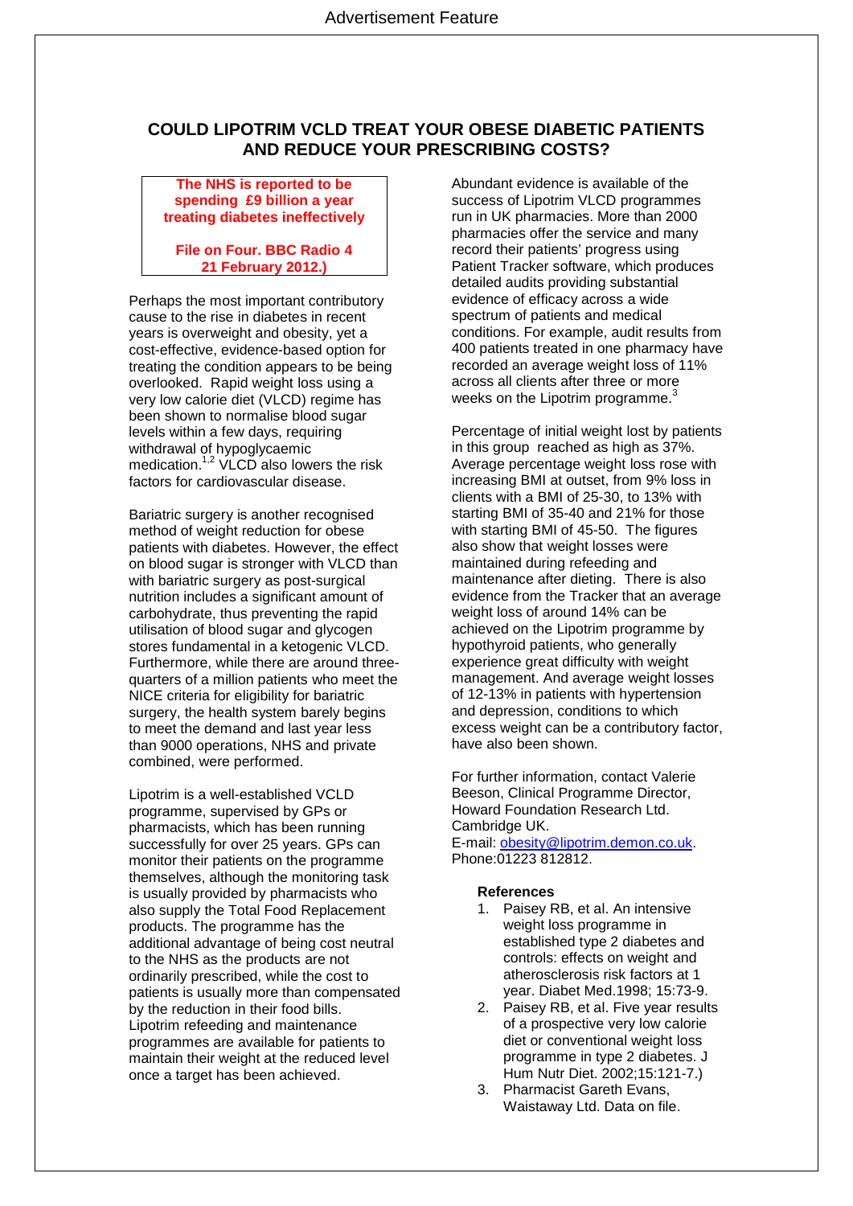Advertisement Feature

## COULD LIPOTRIM VCLD TREAT YOUR OBESE DIABETIC PATIENTS AND REDUCE YOUR PRESCRIBING COSTS?

**The NHS is reported to be spending £9 billion a year treating diabetes ineffectively**

**File on Four. BBC Radio 4 21 February 2012.)**

Perhaps the most important contributory cause to the rise in diabetes in recent years is overweight and obesity, yet a cost-effective, evidence-based option for treating the condition appears to be being overlooked. Rapid weight loss using a very low calorie diet (VLCD) regime has been shown to normalise blood sugar levels within a few days, requiring withdrawal of hypoglycaemic medication.[1,2] VLCD also lowers the risk factors for cardiovascular disease.

Bariatric surgery is another recognised method of weight reduction for obese patients with diabetes. However, the effect on blood sugar is stronger with VLCD than with bariatric surgery as post-surgical nutrition includes a significant amount of carbohydrate, thus preventing the rapid utilisation of blood sugar and glycogen stores fundamental in a ketogenic VLCD. Furthermore, while there are around three-quarters of a million patients who meet the NICE criteria for eligibility for bariatric surgery, the health system barely begins to meet the demand and last year less than 9000 operations, NHS and private combined, were performed.

Lipotrim is a well-established VCLD programme, supervised by GPs or pharmacists, which has been running successfully for over 25 years. GPs can monitor their patients on the programme themselves, although the monitoring task is usually provided by pharmacists who also supply the Total Food Replacement products. The programme has the additional advantage of being cost neutral to the NHS as the products are not ordinarily prescribed, while the cost to patients is usually more than compensated by the reduction in their food bills. Lipotrim refeeding and maintenance programmes are available for patients to maintain their weight at the reduced level once a target has been achieved.

Abundant evidence is available of the success of Lipotrim VLCD programmes run in UK pharmacies. More than 2000 pharmacies offer the service and many record their patients' progress using Patient Tracker software, which produces detailed audits providing substantial evidence of efficacy across a wide spectrum of patients and medical conditions. For example, audit results from 400 patients treated in one pharmacy have recorded an average weight loss of 11% across all clients after three or more weeks on the Lipotrim programme.[3]

Percentage of initial weight lost by patients in this group reached as high as 37%. Average percentage weight loss rose with increasing BMI at outset, from 9% loss in clients with a BMI of 25-30, to 13% with starting BMI of 35-40 and 21% for those with starting BMI of 45-50. The figures also show that weight losses were maintained during refeeding and maintenance after dieting. There is also evidence from the Tracker that an average weight loss of around 14% can be achieved on the Lipotrim programme by hypothyroid patients, who generally experience great difficulty with weight management. And average weight losses of 12-13% in patients with hypertension and depression, conditions to which excess weight can be a contributory factor, have also been shown.

For further information, contact Valerie Beeson, Clinical Programme Director, Howard Foundation Research Ltd. Cambridge UK.
E-mail: obesity@lipotrim.demon.co.uk.
Phone:01223 812812.

**References**

1. Paisey RB, et al. An intensive weight loss programme in established type 2 diabetes and controls: effects on weight and atherosclerosis risk factors at 1 year. Diabet Med.1998; 15:73-9.
2. Paisey RB, et al. Five year results of a prospective very low calorie diet or conventional weight loss programme in type 2 diabetes. J Hum Nutr Diet. 2002;15:121-7.)
3. Pharmacist Gareth Evans, Waistaway Ltd. Data on file.